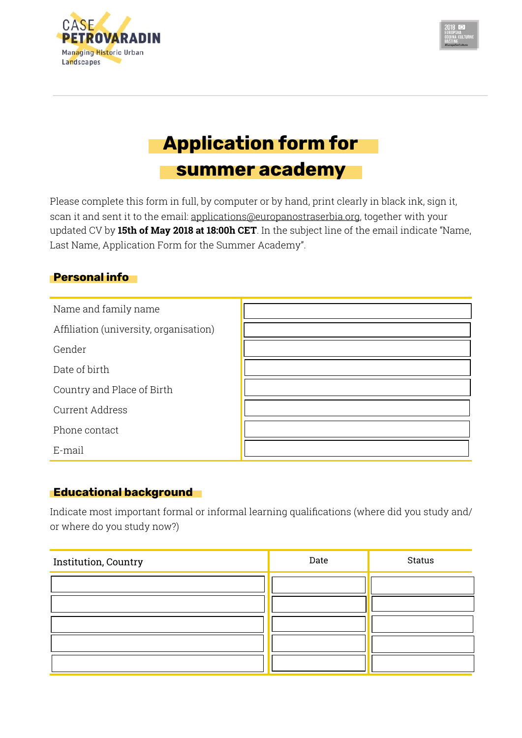CASE PETROVARADIN
Managing Historic Urban Landscapes

# Application form for summer academy

Please complete this form in full, by computer or by hand, print clearly in black ink, sign it, scan it and sent it to the email: applications@europanostraserbia.org, together with your updated CV by **15th of May 2018 at 18:00h CET**. In the subject line of the email indicate “Name, Last Name, Application Form for the Summer Academy”.

## Personal info

| | |
|---|---|
| Name and family name | |
| Affiliation (university, organisation) | |
| Gender | |
| Date of birth | |
| Country and Place of Birth | |
| Current Address | |
| Phone contact | |
| E-mail | |

## Educational background

Indicate most important formal or informal learning qualifications (where did you study and/ or where do you study now?)

| Institution, Country | Date | Status |
|---|---|---|
| | | |
| | | |
| | | |
| | | |
| | | |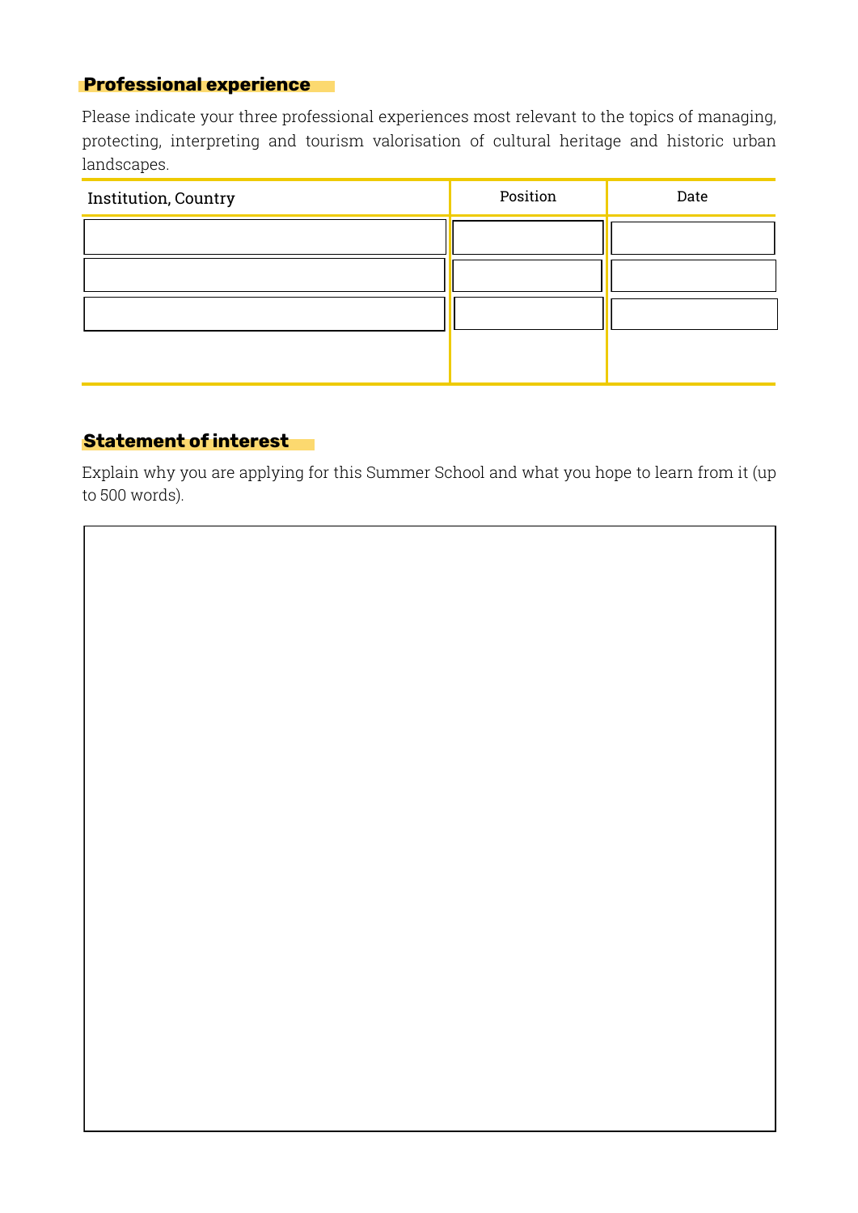## Professional experience

Please indicate your three professional experiences most relevant to the topics of managing, protecting, interpreting and tourism valorisation of cultural heritage and historic urban landscapes.

| Institution, Country | Position | Date |
|---|---|---|
| | | |
| | | |
| | | |

## Statement of interest

Explain why you are applying for this Summer School and what you hope to learn from it (up to 500 words).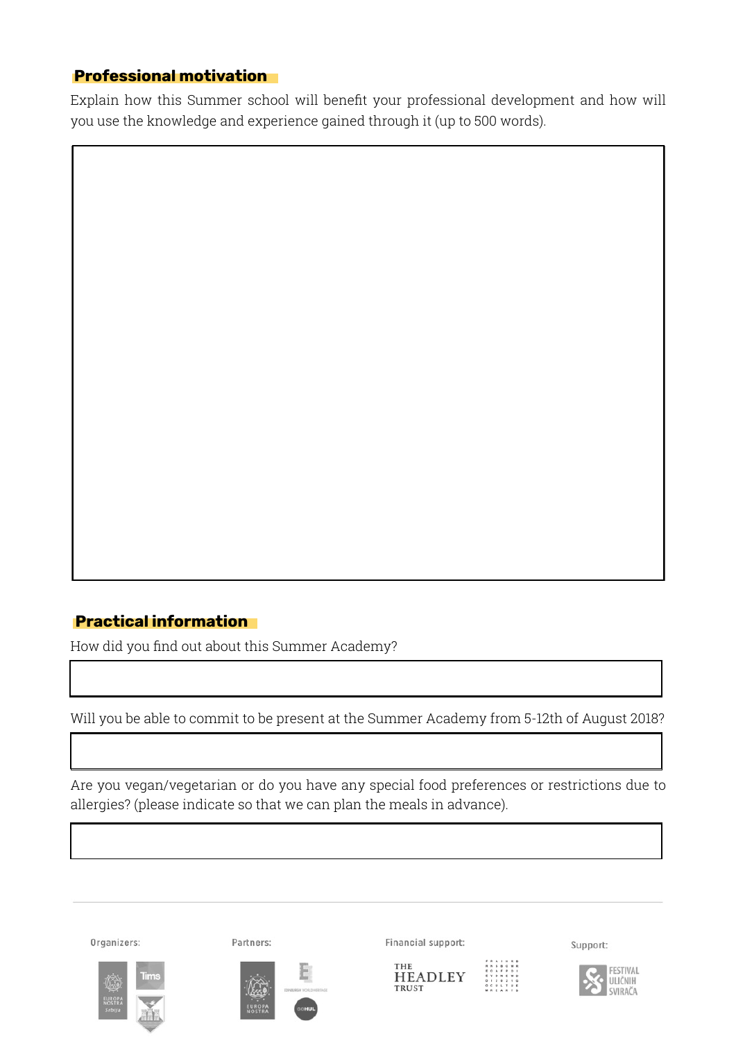## Professional motivation

Explain how this Summer school will benefit your professional development and how will you use the knowledge and experience gained through it (up to 500 words).

## Practical information

How did you find out about this Summer Academy?

Will you be able to commit to be present at the Summer Academy from 5-12th of August 2018?

Are you vegan/vegetarian or do you have any special food preferences or restrictions due to allergies? (please indicate so that we can plan the meals in advance).

Organizers:

Partners:

Financial support:

Support: